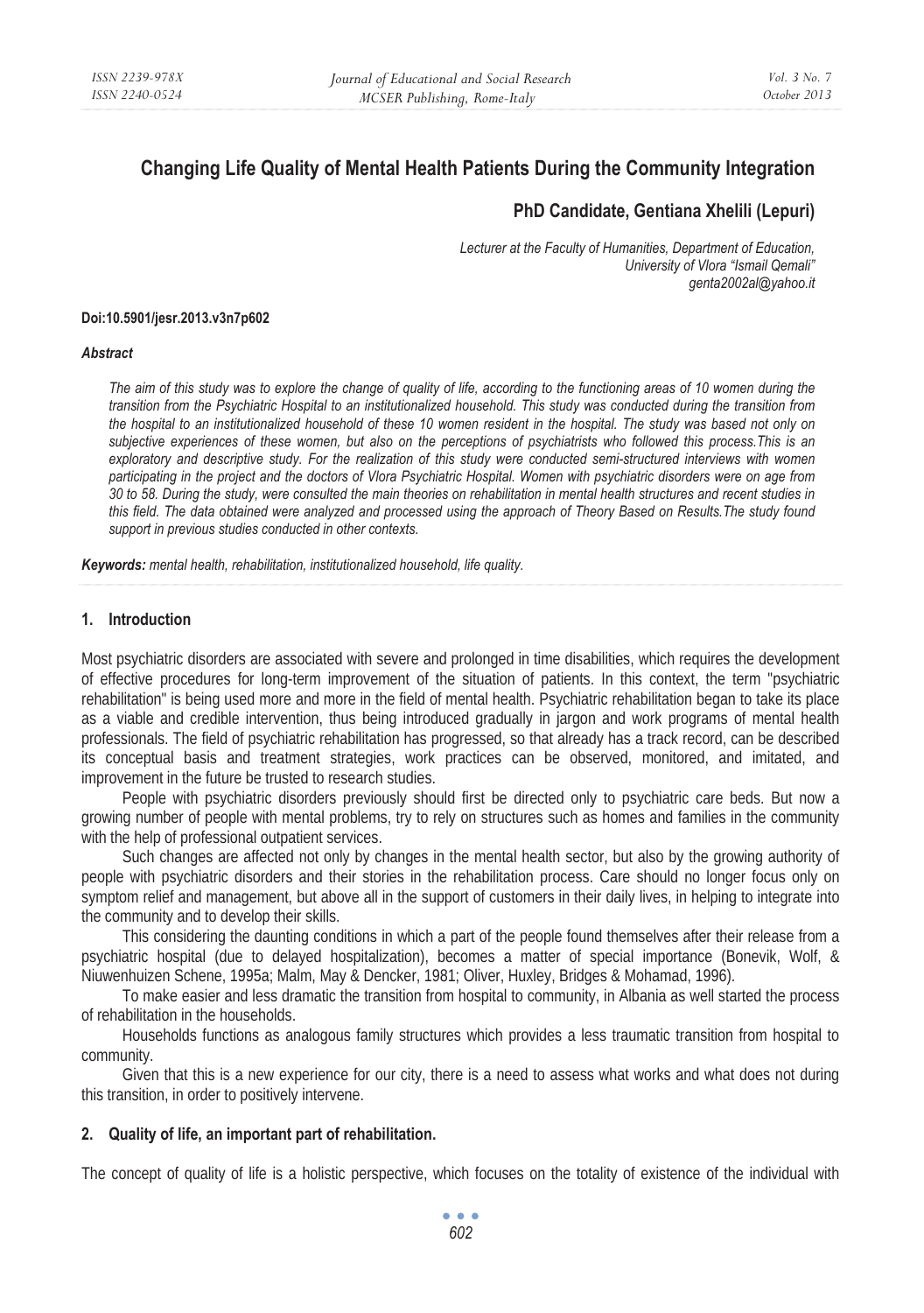# Changing Life Quality of Mental Health Patients During the Community Integration

**PhD Candidate, Gentiana Xhelili (Lepuri)**

*Lecturer at the Faculty of Humanities, Department of Education,*
*University of Vlora "Ismail Qemali"*
*genta2002al@yahoo.it*

**Doi:10.5901/jesr.2013.v3n7p602**

***Abstract***

*The aim of this study was to explore the change of quality of life, according to the functioning areas of 10 women during the transition from the Psychiatric Hospital to an institutionalized household. This study was conducted during the transition from the hospital to an institutionalized household of these 10 women resident in the hospital. The study was based not only on subjective experiences of these women, but also on the perceptions of psychiatrists who followed this process.This is an exploratory and descriptive study. For the realization of this study were conducted semi-structured interviews with women participating in the project and the doctors of Vlora Psychiatric Hospital. Women with psychiatric disorders were on age from 30 to 58. During the study, were consulted the main theories on rehabilitation in mental health structures and recent studies in this field. The data obtained were analyzed and processed using the approach of Theory Based on Results.The study found support in previous studies conducted in other contexts.*

***Keywords:*** *mental health, rehabilitation, institutionalized household, life quality.*

## 1. Introduction

Most psychiatric disorders are associated with severe and prolonged in time disabilities, which requires the development of effective procedures for long-term improvement of the situation of patients. In this context, the term "psychiatric rehabilitation" is being used more and more in the field of mental health. Psychiatric rehabilitation began to take its place as a viable and credible intervention, thus being introduced gradually in jargon and work programs of mental health professionals. The field of psychiatric rehabilitation has progressed, so that already has a track record, can be described its conceptual basis and treatment strategies, work practices can be observed, monitored, and imitated, and improvement in the future be trusted to research studies.

People with psychiatric disorders previously should first be directed only to psychiatric care beds. But now a growing number of people with mental problems, try to rely on structures such as homes and families in the community with the help of professional outpatient services.

Such changes are affected not only by changes in the mental health sector, but also by the growing authority of people with psychiatric disorders and their stories in the rehabilitation process. Care should no longer focus only on symptom relief and management, but above all in the support of customers in their daily lives, in helping to integrate into the community and to develop their skills.

This considering the daunting conditions in which a part of the people found themselves after their release from a psychiatric hospital (due to delayed hospitalization), becomes a matter of special importance (Bonevik, Wolf, & Niuwenhuizen Schene, 1995a; Malm, May & Dencker, 1981; Oliver, Huxley, Bridges & Mohamad, 1996).

To make easier and less dramatic the transition from hospital to community, in Albania as well started the process of rehabilitation in the households.

Households functions as analogous family structures which provides a less traumatic transition from hospital to community.

Given that this is a new experience for our city, there is a need to assess what works and what does not during this transition, in order to positively intervene.

## 2. Quality of life, an important part of rehabilitation.

The concept of quality of life is a holistic perspective, which focuses on the totality of existence of the individual with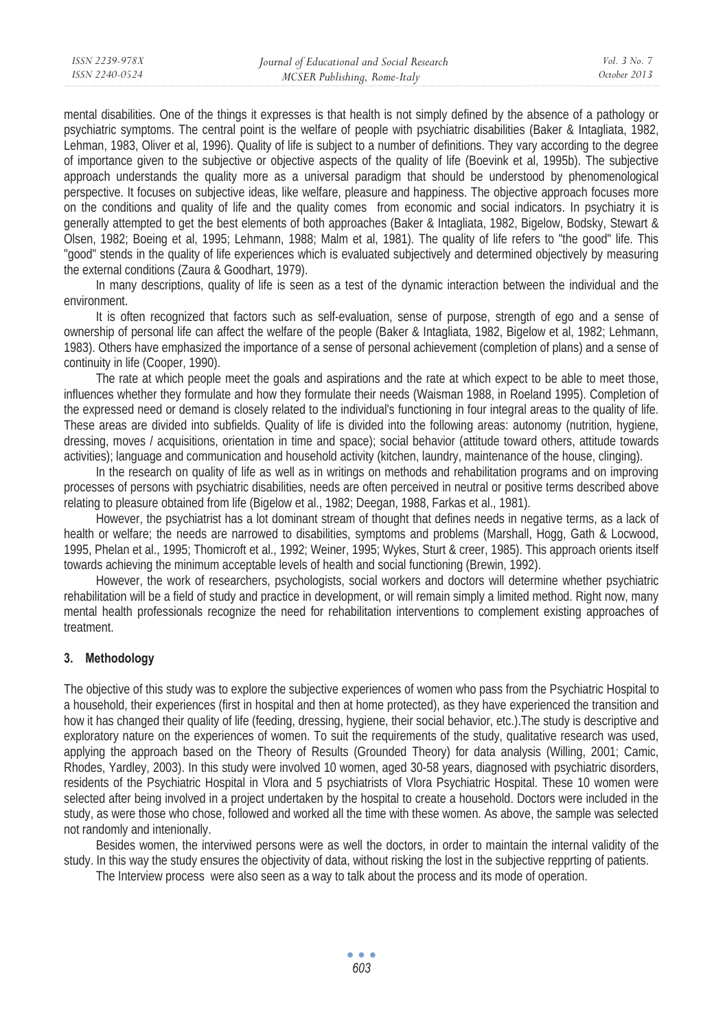mental disabilities. One of the things it expresses is that health is not simply defined by the absence of a pathology or psychiatric symptoms. The central point is the welfare of people with psychiatric disabilities (Baker & Intagliata, 1982, Lehman, 1983, Oliver et al, 1996). Quality of life is subject to a number of definitions. They vary according to the degree of importance given to the subjective or objective aspects of the quality of life (Boevink et al, 1995b). The subjective approach understands the quality more as a universal paradigm that should be understood by phenomenological perspective. It focuses on subjective ideas, like welfare, pleasure and happiness. The objective approach focuses more on the conditions and quality of life and the quality comes from economic and social indicators. In psychiatry it is generally attempted to get the best elements of both approaches (Baker & Intagliata, 1982, Bigelow, Bodsky, Stewart & Olsen, 1982; Boeing et al, 1995; Lehmann, 1988; Malm et al, 1981). The quality of life refers to "the good" life. This "good" stends in the quality of life experiences which is evaluated subjectively and determined objectively by measuring the external conditions (Zaura & Goodhart, 1979).

In many descriptions, quality of life is seen as a test of the dynamic interaction between the individual and the environment.

It is often recognized that factors such as self-evaluation, sense of purpose, strength of ego and a sense of ownership of personal life can affect the welfare of the people (Baker & Intagliata, 1982, Bigelow et al, 1982; Lehmann, 1983). Others have emphasized the importance of a sense of personal achievement (completion of plans) and a sense of continuity in life (Cooper, 1990).

The rate at which people meet the goals and aspirations and the rate at which expect to be able to meet those, influences whether they formulate and how they formulate their needs (Waisman 1988, in Roeland 1995). Completion of the expressed need or demand is closely related to the individual's functioning in four integral areas to the quality of life. These areas are divided into subfields. Quality of life is divided into the following areas: autonomy (nutrition, hygiene, dressing, moves / acquisitions, orientation in time and space); social behavior (attitude toward others, attitude towards activities); language and communication and household activity (kitchen, laundry, maintenance of the house, clinging).

In the research on quality of life as well as in writings on methods and rehabilitation programs and on improving processes of persons with psychiatric disabilities, needs are often perceived in neutral or positive terms described above relating to pleasure obtained from life (Bigelow et al., 1982; Deegan, 1988, Farkas et al., 1981).

However, the psychiatrist has a lot dominant stream of thought that defines needs in negative terms, as a lack of health or welfare; the needs are narrowed to disabilities, symptoms and problems (Marshall, Hogg, Gath & Locwood, 1995, Phelan et al., 1995; Thomicroft et al., 1992; Weiner, 1995; Wykes, Sturt & creer, 1985). This approach orients itself towards achieving the minimum acceptable levels of health and social functioning (Brewin, 1992).

However, the work of researchers, psychologists, social workers and doctors will determine whether psychiatric rehabilitation will be a field of study and practice in development, or will remain simply a limited method. Right now, many mental health professionals recognize the need for rehabilitation interventions to complement existing approaches of treatment.

### 3. Methodology

The objective of this study was to explore the subjective experiences of women who pass from the Psychiatric Hospital to a household, their experiences (first in hospital and then at home protected), as they have experienced the transition and how it has changed their quality of life (feeding, dressing, hygiene, their social behavior, etc.).The study is descriptive and exploratory nature on the experiences of women. To suit the requirements of the study, qualitative research was used, applying the approach based on the Theory of Results (Grounded Theory) for data analysis (Willing, 2001; Camic, Rhodes, Yardley, 2003). In this study were involved 10 women, aged 30-58 years, diagnosed with psychiatric disorders, residents of the Psychiatric Hospital in Vlora and 5 psychiatrists of Vlora Psychiatric Hospital. These 10 women were selected after being involved in a project undertaken by the hospital to create a household. Doctors were included in the study, as were those who chose, followed and worked all the time with these women. As above, the sample was selected not randomly and intenionally.

Besides women, the interviwed persons were as well the doctors, in order to maintain the internal validity of the study. In this way the study ensures the objectivity of data, without risking the lost in the subjective reppring of patients.

The Interview process were also seen as a way to talk about the process and its mode of operation.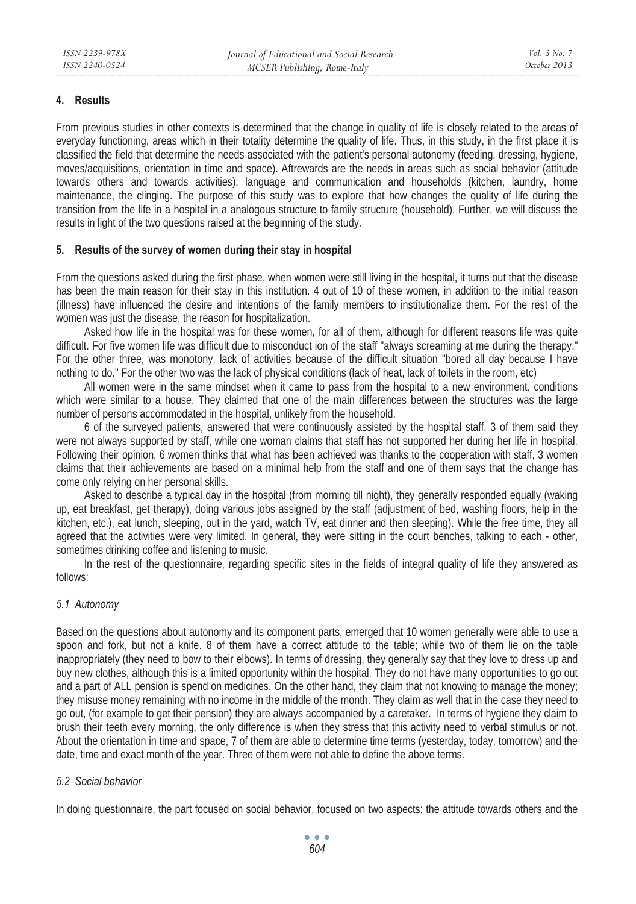## 4. Results

From previous studies in other contexts is determined that the change in quality of life is closely related to the areas of everyday functioning, areas which in their totality determine the quality of life. Thus, in this study, in the first place it is classified the field that determine the needs associated with the patient's personal autonomy (feeding, dressing, hygiene, moves/acquisitions, orientation in time and space). Aftrewards are the needs in areas such as social behavior (attitude towards others and towards activities), language and communication and households (kitchen, laundry, home maintenance, the clinging. The purpose of this study was to explore that how changes the quality of life during the transition from the life in a hospital in a analogous structure to family structure (household). Further, we will discuss the results in light of the two questions raised at the beginning of the study.

## 5. Results of the survey of women during their stay in hospital

From the questions asked during the first phase, when women were still living in the hospital, it turns out that the disease has been the main reason for their stay in this institution. 4 out of 10 of these women, in addition to the initial reason (illness) have influenced the desire and intentions of the family members to institutionalize them. For the rest of the women was just the disease, the reason for hospitalization.

Asked how life in the hospital was for these women, for all of them, although for different reasons life was quite difficult. For five women life was difficult due to misconduct ion of the staff "always screaming at me during the therapy." For the other three, was monotony, lack of activities because of the difficult situation "bored all day because I have nothing to do." For the other two was the lack of physical conditions (lack of heat, lack of toilets in the room, etc)

All women were in the same mindset when it came to pass from the hospital to a new environment, conditions which were similar to a house. They claimed that one of the main differences between the structures was the large number of persons accommodated in the hospital, unlikely from the household.

6 of the surveyed patients, answered that were continuously assisted by the hospital staff. 3 of them said they were not always supported by staff, while one woman claims that staff has not supported her during her life in hospital. Following their opinion, 6 women thinks that what has been achieved was thanks to the cooperation with staff, 3 women claims that their achievements are based on a minimal help from the staff and one of them says that the change has come only relying on her personal skills.

Asked to describe a typical day in the hospital (from morning till night), they generally responded equally (waking up, eat breakfast, get therapy), doing various jobs assigned by the staff (adjustment of bed, washing floors, help in the kitchen, etc.), eat lunch, sleeping, out in the yard, watch TV, eat dinner and then sleeping). While the free time, they all agreed that the activities were very limited. In general, they were sitting in the court benches, talking to each - other, sometimes drinking coffee and listening to music.

In the rest of the questionnaire, regarding specific sites in the fields of integral quality of life they answered as follows:

### *5.1 Autonomy*

Based on the questions about autonomy and its component parts, emerged that 10 women generally were able to use a spoon and fork, but not a knife. 8 of them have a correct attitude to the table; while two of them lie on the table inappropriately (they need to bow to their elbows). In terms of dressing, they generally say that they love to dress up and buy new clothes, although this is a limited opportunity within the hospital. They do not have many opportunities to go out and a part of ALL pension is spend on medicines. On the other hand, they claim that not knowing to manage the money; they misuse money remaining with no income in the middle of the month. They claim as well that in the case they need to go out, (for example to get their pension) they are always accompanied by a caretaker. In terms of hygiene they claim to brush their teeth every morning, the only difference is when they stress that this activity need to verbal stimulus or not. About the orientation in time and space, 7 of them are able to determine time terms (yesterday, today, tomorrow) and the date, time and exact month of the year. Three of them were not able to define the above terms.

### *5.2 Social behavior*

In doing questionnaire, the part focused on social behavior, focused on two aspects: the attitude towards others and the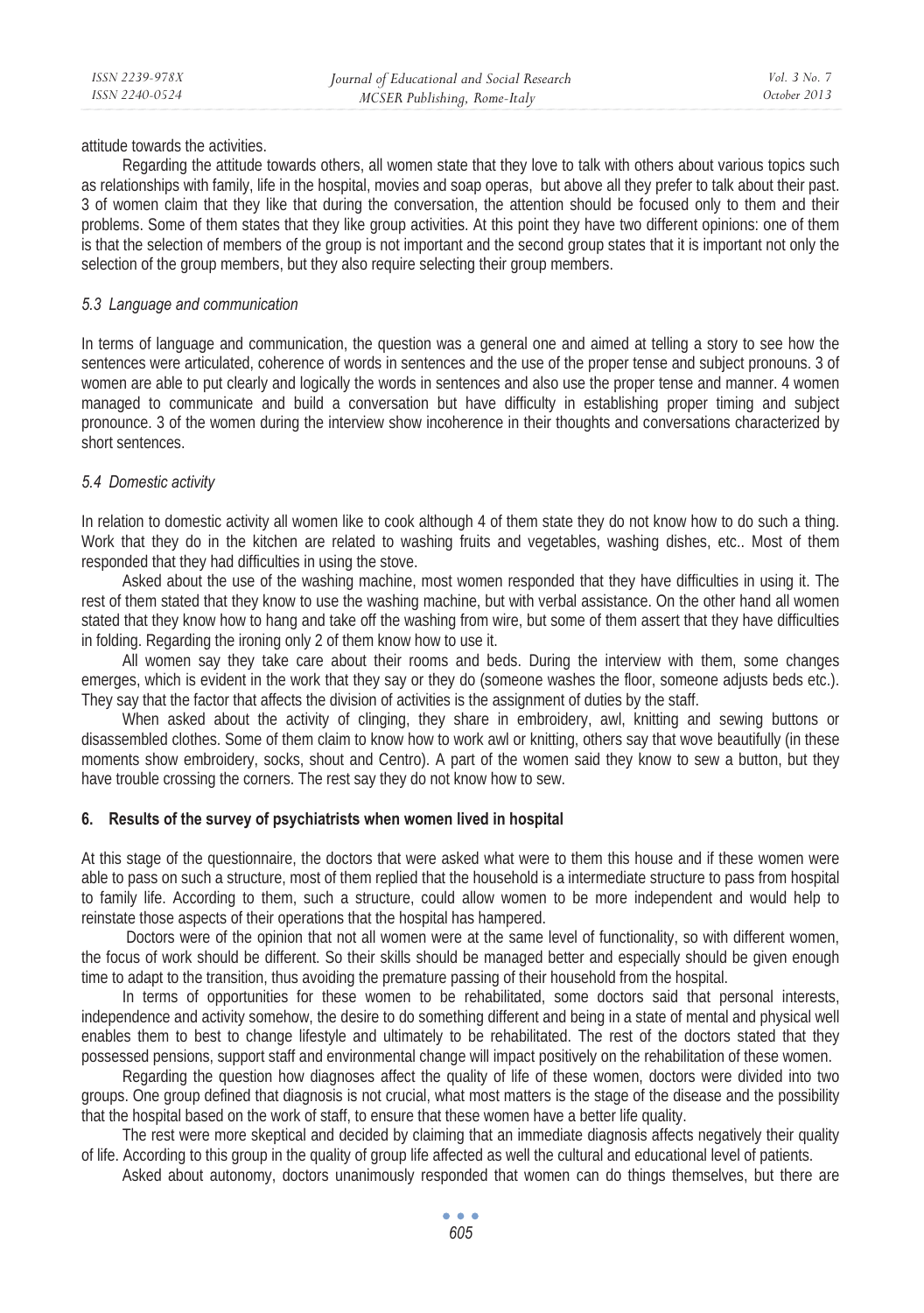attitude towards the activities.

Regarding the attitude towards others, all women state that they love to talk with others about various topics such as relationships with family, life in the hospital, movies and soap operas, but above all they prefer to talk about their past. 3 of women claim that they like that during the conversation, the attention should be focused only to them and their problems. Some of them states that they like group activities. At this point they have two different opinions: one of them is that the selection of members of the group is not important and the second group states that it is important not only the selection of the group members, but they also require selecting their group members.

### *5.3 Language and communication*

In terms of language and communication, the question was a general one and aimed at telling a story to see how the sentences were articulated, coherence of words in sentences and the use of the proper tense and subject pronouns. 3 of women are able to put clearly and logically the words in sentences and also use the proper tense and manner. 4 women managed to communicate and build a conversation but have difficulty in establishing proper timing and subject pronounce. 3 of the women during the interview show incoherence in their thoughts and conversations characterized by short sentences.

### *5.4 Domestic activity*

In relation to domestic activity all women like to cook although 4 of them state they do not know how to do such a thing. Work that they do in the kitchen are related to washing fruits and vegetables, washing dishes, etc.. Most of them responded that they had difficulties in using the stove.

Asked about the use of the washing machine, most women responded that they have difficulties in using it. The rest of them stated that they know to use the washing machine, but with verbal assistance. On the other hand all women stated that they know how to hang and take off the washing from wire, but some of them assert that they have difficulties in folding. Regarding the ironing only 2 of them know how to use it.

All women say they take care about their rooms and beds. During the interview with them, some changes emerges, which is evident in the work that they say or they do (someone washes the floor, someone adjusts beds etc.). They say that the factor that affects the division of activities is the assignment of duties by the staff.

When asked about the activity of clinging, they share in embroidery, awl, knitting and sewing buttons or disassembled clothes. Some of them claim to know how to work awl or knitting, others say that wove beautifully (in these moments show embroidery, socks, shout and Centro). A part of the women said they know to sew a button, but they have trouble crossing the corners. The rest say they do not know how to sew.

## 6. Results of the survey of psychiatrists when women lived in hospital

At this stage of the questionnaire, the doctors that were asked what were to them this house and if these women were able to pass on such a structure, most of them replied that the household is a intermediate structure to pass from hospital to family life. According to them, such a structure, could allow women to be more independent and would help to reinstate those aspects of their operations that the hospital has hampered.

Doctors were of the opinion that not all women were at the same level of functionality, so with different women, the focus of work should be different. So their skills should be managed better and especially should be given enough time to adapt to the transition, thus avoiding the premature passing of their household from the hospital.

In terms of opportunities for these women to be rehabilitated, some doctors said that personal interests, independence and activity somehow, the desire to do something different and being in a state of mental and physical well enables them to best to change lifestyle and ultimately to be rehabilitated. The rest of the doctors stated that they possessed pensions, support staff and environmental change will impact positively on the rehabilitation of these women.

Regarding the question how diagnoses affect the quality of life of these women, doctors were divided into two groups. One group defined that diagnosis is not crucial, what most matters is the stage of the disease and the possibility that the hospital based on the work of staff, to ensure that these women have a better life quality.

The rest were more skeptical and decided by claiming that an immediate diagnosis affects negatively their quality of life. According to this group in the quality of group life affected as well the cultural and educational level of patients.

Asked about autonomy, doctors unanimously responded that women can do things themselves, but there are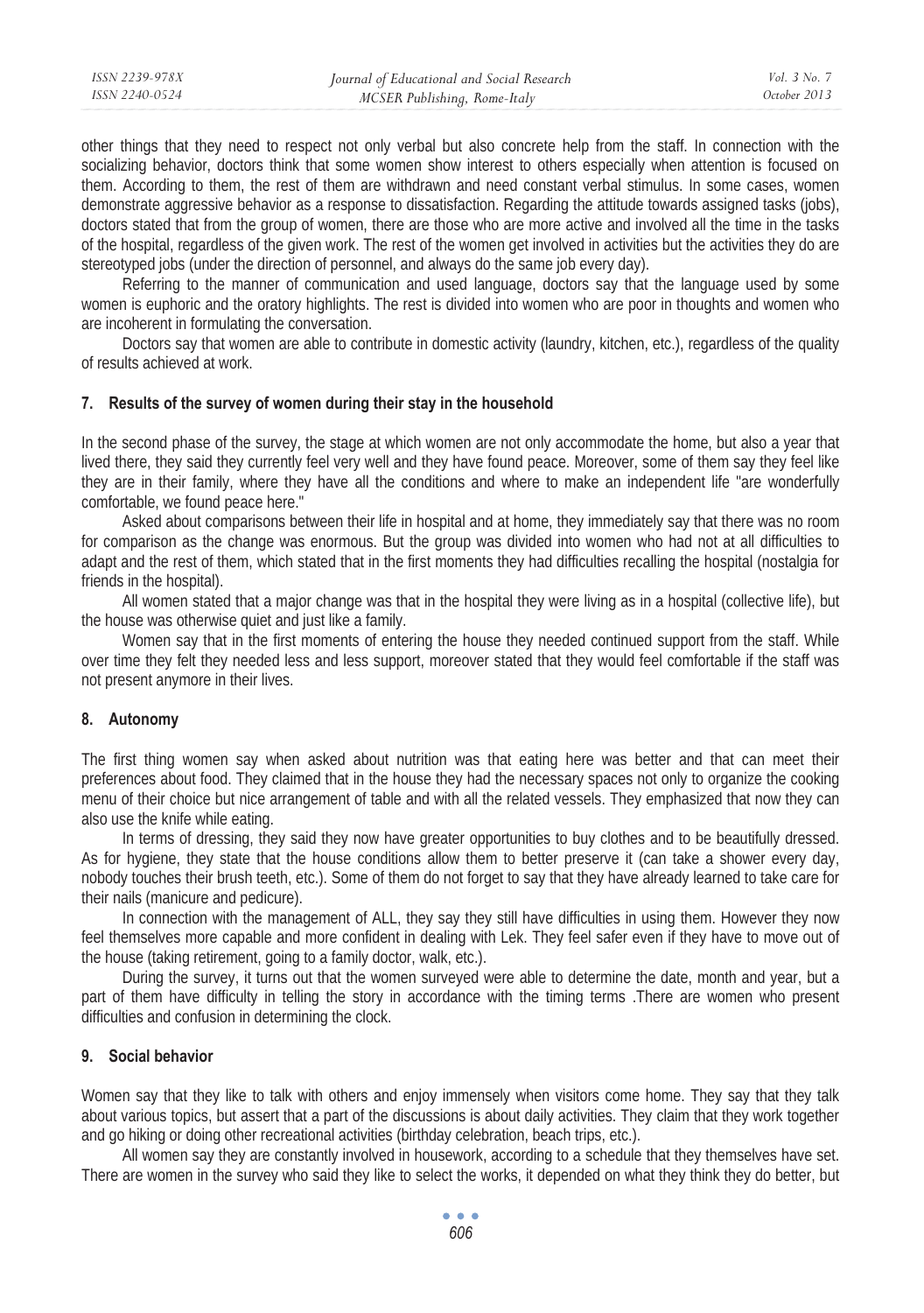other things that they need to respect not only verbal but also concrete help from the staff. In connection with the socializing behavior, doctors think that some women show interest to others especially when attention is focused on them. According to them, the rest of them are withdrawn and need constant verbal stimulus. In some cases, women demonstrate aggressive behavior as a response to dissatisfaction. Regarding the attitude towards assigned tasks (jobs), doctors stated that from the group of women, there are those who are more active and involved all the time in the tasks of the hospital, regardless of the given work. The rest of the women get involved in activities but the activities they do are stereotyped jobs (under the direction of personnel, and always do the same job every day).

Referring to the manner of communication and used language, doctors say that the language used by some women is euphoric and the oratory highlights. The rest is divided into women who are poor in thoughts and women who are incoherent in formulating the conversation.

Doctors say that women are able to contribute in domestic activity (laundry, kitchen, etc.), regardless of the quality of results achieved at work.

## 7. Results of the survey of women during their stay in the household

In the second phase of the survey, the stage at which women are not only accommodate the home, but also a year that lived there, they said they currently feel very well and they have found peace. Moreover, some of them say they feel like they are in their family, where they have all the conditions and where to make an independent life "are wonderfully comfortable, we found peace here."

Asked about comparisons between their life in hospital and at home, they immediately say that there was no room for comparison as the change was enormous. But the group was divided into women who had not at all difficulties to adapt and the rest of them, which stated that in the first moments they had difficulties recalling the hospital (nostalgia for friends in the hospital).

All women stated that a major change was that in the hospital they were living as in a hospital (collective life), but the house was otherwise quiet and just like a family.

Women say that in the first moments of entering the house they needed continued support from the staff. While over time they felt they needed less and less support, moreover stated that they would feel comfortable if the staff was not present anymore in their lives.

## 8. Autonomy

The first thing women say when asked about nutrition was that eating here was better and that can meet their preferences about food. They claimed that in the house they had the necessary spaces not only to organize the cooking menu of their choice but nice arrangement of table and with all the related vessels. They emphasized that now they can also use the knife while eating.

In terms of dressing, they said they now have greater opportunities to buy clothes and to be beautifully dressed. As for hygiene, they state that the house conditions allow them to better preserve it (can take a shower every day, nobody touches their brush teeth, etc.). Some of them do not forget to say that they have already learned to take care for their nails (manicure and pedicure).

In connection with the management of ALL, they say they still have difficulties in using them. However they now feel themselves more capable and more confident in dealing with Lek. They feel safer even if they have to move out of the house (taking retirement, going to a family doctor, walk, etc.).

During the survey, it turns out that the women surveyed were able to determine the date, month and year, but a part of them have difficulty in telling the story in accordance with the timing terms .There are women who present difficulties and confusion in determining the clock.

## 9. Social behavior

Women say that they like to talk with others and enjoy immensely when visitors come home. They say that they talk about various topics, but assert that a part of the discussions is about daily activities. They claim that they work together and go hiking or doing other recreational activities (birthday celebration, beach trips, etc.).

All women say they are constantly involved in housework, according to a schedule that they themselves have set. There are women in the survey who said they like to select the works, it depended on what they think they do better, but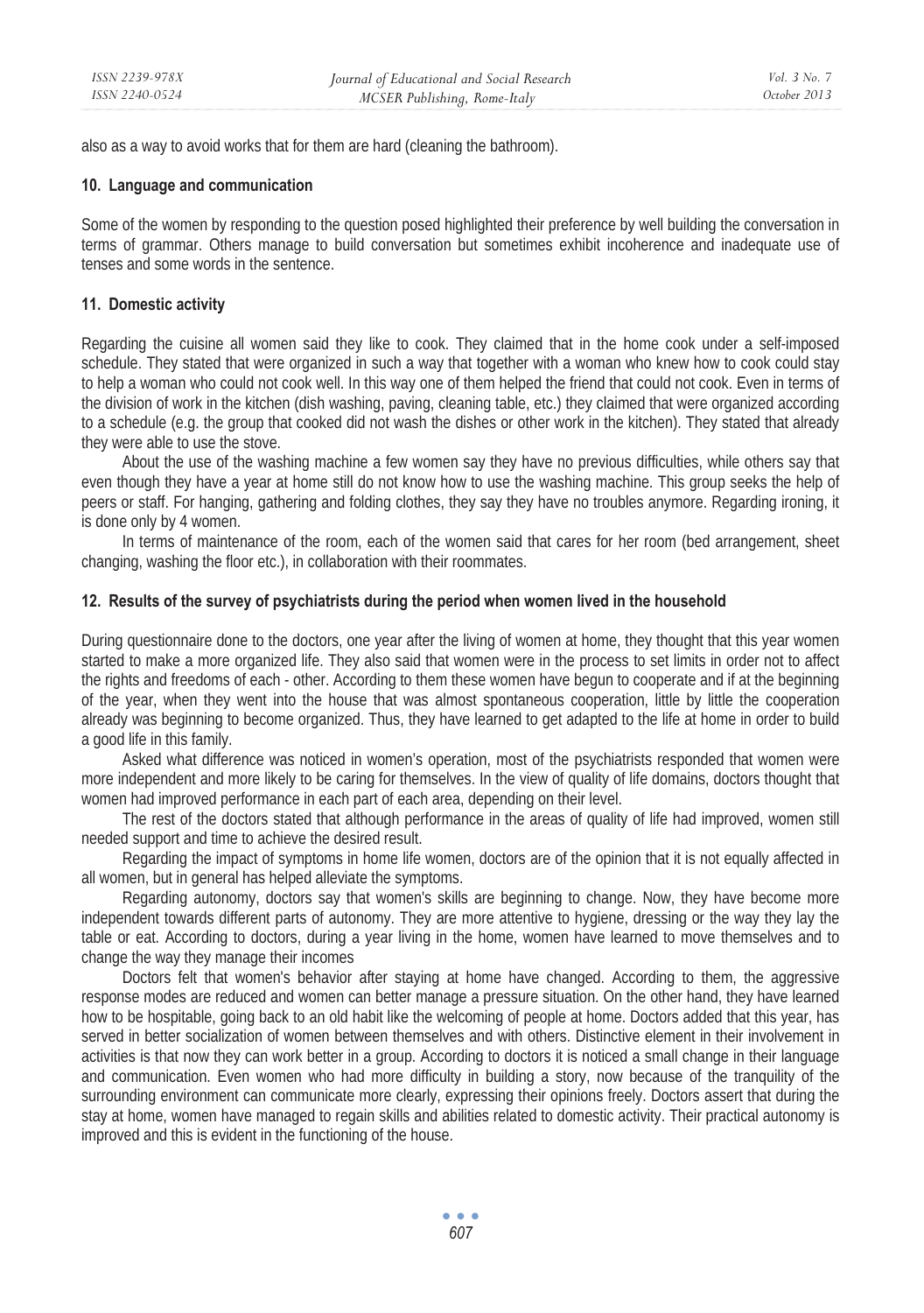also as a way to avoid works that for them are hard (cleaning the bathroom).

## 10. Language and communication

Some of the women by responding to the question posed highlighted their preference by well building the conversation in terms of grammar. Others manage to build conversation but sometimes exhibit incoherence and inadequate use of tenses and some words in the sentence.

## 11. Domestic activity

Regarding the cuisine all women said they like to cook. They claimed that in the home cook under a self-imposed schedule. They stated that were organized in such a way that together with a woman who knew how to cook could stay to help a woman who could not cook well. In this way one of them helped the friend that could not cook. Even in terms of the division of work in the kitchen (dish washing, paving, cleaning table, etc.) they claimed that were organized according to a schedule (e.g. the group that cooked did not wash the dishes or other work in the kitchen). They stated that already they were able to use the stove.

About the use of the washing machine a few women say they have no previous difficulties, while others say that even though they have a year at home still do not know how to use the washing machine. This group seeks the help of peers or staff. For hanging, gathering and folding clothes, they say they have no troubles anymore. Regarding ironing, it is done only by 4 women.

In terms of maintenance of the room, each of the women said that cares for her room (bed arrangement, sheet changing, washing the floor etc.), in collaboration with their roommates.

## 12. Results of the survey of psychiatrists during the period when women lived in the household

During questionnaire done to the doctors, one year after the living of women at home, they thought that this year women started to make a more organized life. They also said that women were in the process to set limits in order not to affect the rights and freedoms of each - other. According to them these women have begun to cooperate and if at the beginning of the year, when they went into the house that was almost spontaneous cooperation, little by little the cooperation already was beginning to become organized. Thus, they have learned to get adapted to the life at home in order to build a good life in this family.

Asked what difference was noticed in women's operation, most of the psychiatrists responded that women were more independent and more likely to be caring for themselves. In the view of quality of life domains, doctors thought that women had improved performance in each part of each area, depending on their level.

The rest of the doctors stated that although performance in the areas of quality of life had improved, women still needed support and time to achieve the desired result.

Regarding the impact of symptoms in home life women, doctors are of the opinion that it is not equally affected in all women, but in general has helped alleviate the symptoms.

Regarding autonomy, doctors say that women's skills are beginning to change. Now, they have become more independent towards different parts of autonomy. They are more attentive to hygiene, dressing or the way they lay the table or eat. According to doctors, during a year living in the home, women have learned to move themselves and to change the way they manage their incomes

Doctors felt that women's behavior after staying at home have changed. According to them, the aggressive response modes are reduced and women can better manage a pressure situation. On the other hand, they have learned how to be hospitable, going back to an old habit like the welcoming of people at home. Doctors added that this year, has served in better socialization of women between themselves and with others. Distinctive element in their involvement in activities is that now they can work better in a group. According to doctors it is noticed a small change in their language and communication. Even women who had more difficulty in building a story, now because of the tranquility of the surrounding environment can communicate more clearly, expressing their opinions freely. Doctors assert that during the stay at home, women have managed to regain skills and abilities related to domestic activity. Their practical autonomy is improved and this is evident in the functioning of the house.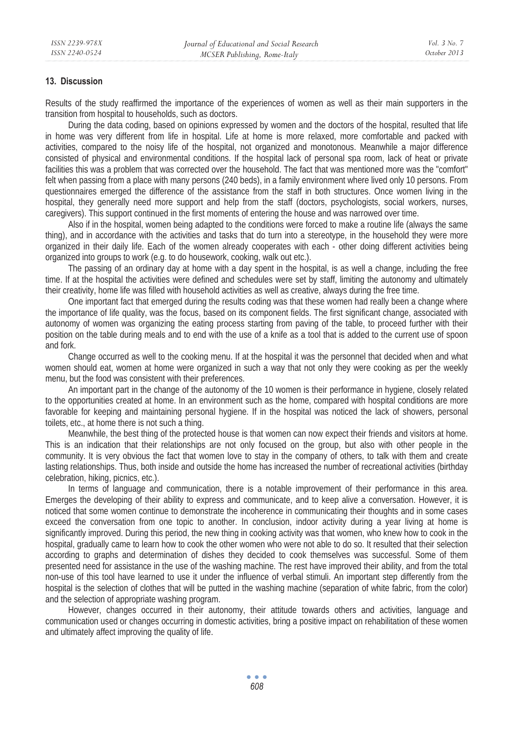## 13. Discussion

Results of the study reaffirmed the importance of the experiences of women as well as their main supporters in the transition from hospital to households, such as doctors.

During the data coding, based on opinions expressed by women and the doctors of the hospital, resulted that life in home was very different from life in hospital. Life at home is more relaxed, more comfortable and packed with activities, compared to the noisy life of the hospital, not organized and monotonous. Meanwhile a major difference consisted of physical and environmental conditions. If the hospital lack of personal spa room, lack of heat or private facilities this was a problem that was corrected over the household. The fact that was mentioned more was the "comfort" felt when passing from a place with many persons (240 beds), in a family environment where lived only 10 persons. From questionnaires emerged the difference of the assistance from the staff in both structures. Once women living in the hospital, they generally need more support and help from the staff (doctors, psychologists, social workers, nurses, caregivers). This support continued in the first moments of entering the house and was narrowed over time.

Also if in the hospital, women being adapted to the conditions were forced to make a routine life (always the same thing), and in accordance with the activities and tasks that do turn into a stereotype, in the household they were more organized in their daily life. Each of the women already cooperates with each - other doing different activities being organized into groups to work (e.g. to do housework, cooking, walk out etc.).

The passing of an ordinary day at home with a day spent in the hospital, is as well a change, including the free time. If at the hospital the activities were defined and schedules were set by staff, limiting the autonomy and ultimately their creativity, home life was filled with household activities as well as creative, always during the free time.

One important fact that emerged during the results coding was that these women had really been a change where the importance of life quality, was the focus, based on its component fields. The first significant change, associated with autonomy of women was organizing the eating process starting from paving of the table, to proceed further with their position on the table during meals and to end with the use of a knife as a tool that is added to the current use of spoon and fork.

Change occurred as well to the cooking menu. If at the hospital it was the personnel that decided when and what women should eat, women at home were organized in such a way that not only they were cooking as per the weekly menu, but the food was consistent with their preferences.

An important part in the change of the autonomy of the 10 women is their performance in hygiene, closely related to the opportunities created at home. In an environment such as the home, compared with hospital conditions are more favorable for keeping and maintaining personal hygiene. If in the hospital was noticed the lack of showers, personal toilets, etc., at home there is not such a thing.

Meanwhile, the best thing of the protected house is that women can now expect their friends and visitors at home. This is an indication that their relationships are not only focused on the group, but also with other people in the community. It is very obvious the fact that women love to stay in the company of others, to talk with them and create lasting relationships. Thus, both inside and outside the home has increased the number of recreational activities (birthday celebration, hiking, picnics, etc.).

In terms of language and communication, there is a notable improvement of their performance in this area. Emerges the developing of their ability to express and communicate, and to keep alive a conversation. However, it is noticed that some women continue to demonstrate the incoherence in communicating their thoughts and in some cases exceed the conversation from one topic to another. In conclusion, indoor activity during a year living at home is significantly improved. During this period, the new thing in cooking activity was that women, who knew how to cook in the hospital, gradually came to learn how to cook the other women who were not able to do so. It resulted that their selection according to graphs and determination of dishes they decided to cook themselves was successful. Some of them presented need for assistance in the use of the washing machine. The rest have improved their ability, and from the total non-use of this tool have learned to use it under the influence of verbal stimuli. An important step differently from the hospital is the selection of clothes that will be putted in the washing machine (separation of white fabric, from the color) and the selection of appropriate washing program.

However, changes occurred in their autonomy, their attitude towards others and activities, language and communication used or changes occurring in domestic activities, bring a positive impact on rehabilitation of these women and ultimately affect improving the quality of life.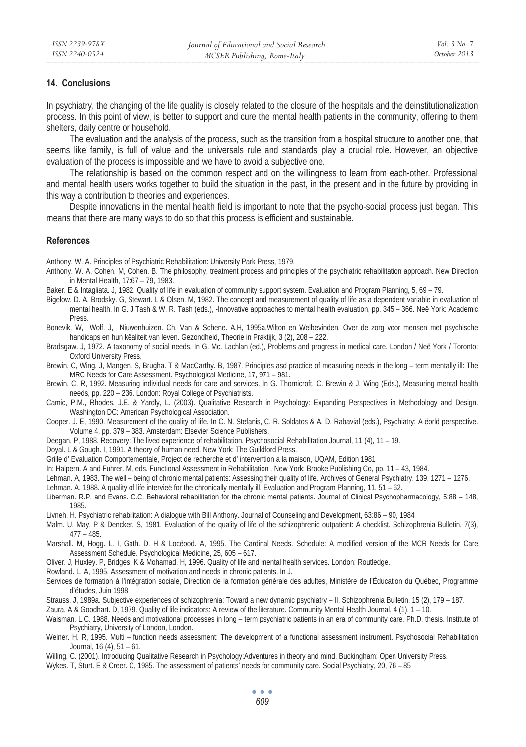## 14. Conclusions

In psychiatry, the changing of the life quality is closely related to the closure of the hospitals and the deinstitutionalization process. In this point of view, is better to support and cure the mental health patients in the community, offering to them shelters, daily centre or household.

The evaluation and the analysis of the process, such as the transition from a hospital structure to another one, that seems like family, is full of value and the universals rule and standards play a crucial role. However, an objective evaluation of the process is impossible and we have to avoid a subjective one.

The relationship is based on the common respect and on the willingness to learn from each-other. Professional and mental health users works together to build the situation in the past, in the present and in the future by providing in this way a contribution to theories and experiences.

Despite innovations in the mental health field is important to note that the psycho-social process just began. This means that there are many ways to do so that this process is efficient and sustainable.

## References

Anthony. W. A. Principles of Psychiatric Rehabilitation: University Park Press, 1979.

Anthony. W. A, Cohen. M, Cohen. B. The philosophy, treatment process and principles of the psychiatric rehabilitation approach. New Direction in Mental Health, 17:67 – 79, 1983.

Baker. E & Intagliata. J, 1982. Quality of life in evaluation of community support system. Evaluation and Program Planning, 5, 69 – 79.

Bigelow. D. A, Brodsky. G, Stewart. L & Olsen. M, 1982. The concept and measurement of quality of life as a dependent variable in evaluation of mental health. In G. J Tash & W. R. Tash (eds.), -Innovative approaches to mental health evaluation, pp. 345 – 366. Neë York: Academic Press.

Bonevik. W, Wolf. J, Niuwenhuizen. Ch. Van & Schene. A.H, 1995a.Wilton en Welbevinden. Over de zorg voor mensen met psychische handicaps en hun këaliteit van leven. Gezondheid, Theorie in Praktijk, 3 (2), 208 – 222.

Bradsgaw. J, 1972. A taxonomy of social needs. In G. Mc. Lachlan (ed.), Problems and progress in medical care. London / Neë York / Toronto: Oxford University Press.

Brewin. C, Wing. J, Mangen. S, Brugha. T & MacCarthy. B, 1987. Principles asd practice of measuring needs in the long – term mentally ill: The MRC Needs for Care Assessment. Psychological Medicine, 17, 971 – 981.

Brewin. C. R, 1992. Measuring individual needs for care and services. In G. Thornicroft, C. Brewin & J. Wing (Eds.), Measuring mental health needs, pp. 220 – 236. London: Royal College of Psychiatrists.

Camic, P.M., Rhodes, J.E. & Yardly, L. (2003). Qualitative Research in Psychology: Expanding Perspectives in Methodology and Design. Washington DC: American Psychological Association.

Cooper. J. E, 1990. Measurement of the quality of life. In C. N. Stefanis, C. R. Soldatos & A. D. Rabavial (eds.), Psychiatry: A ëorld perspective. Volume 4, pp. 379 – 383. Amsterdam: Elsevier Science Publishers.

Deegan. P, 1988. Recovery: The lived experience of rehabilitation. Psychosocial Rehabilitation Journal, 11 (4), 11 – 19.

Doyal. L & Gough. I, 1991. A theory of human need. New York: The Guildford Press.

Grille d' Evaluation Comportementale, Project de recherche et d' intervention a la maison, UQAM, Edition 1981

In: Halpern. A and Fuhrer. M, eds. Functional Assessment in Rehabilitation . New York: Brooke Publishing Co, pp. 11 – 43, 1984.

Lehman. A, 1983. The well – being of chronic mental patients: Assessing their quality of life. Archives of General Psychiatry, 139, 1271 – 1276.

Lehman. A, 1988. A quality of life intervieë for the chronically mentally ill. Evaluation and Program Planning, 11, 51 – 62.

Liberman. R.P, and Evans. C.C. Behavioral rehabilitation for the chronic mental patients. Journal of Clinical Psychopharmacology, 5:88 – 148, 1985.

Livneh. H. Psychiatric rehabilitation: A dialogue with Bill Anthony. Journal of Counseling and Development, 63:86 – 90, 1984

Malm. U, May. P & Dencker. S, 1981. Evaluation of the quality of life of the schizophrenic outpatient: A checklist. Schizophrenia Bulletin, 7(3), 477 – 485.

Marshall. M, Hogg. L. I, Gath. D. H & Locëood. A, 1995. The Cardinal Needs. Schedule: A modified version of the MCR Needs for Care Assessment Schedule. Psychological Medicine, 25, 605 – 617.

Oliver. J, Huxley. P, Bridges. K & Mohamad. H, 1996. Quality of life and mental health services. London: Routledge.

Rowland. L. A, 1995. Assessment of motivation and needs in chronic patients. In J.

Services de formation à l'intégration sociale, Direction de la formation générale des adultes, Ministère de l'Éducation du Québec, Programme d'études, Juin 1998

Strauss. J, 1989a. Subjective experiences of schizophrenia: Toward a new dynamic psychiatry – II. Schizophrenia Bulletin, 15 (2), 179 – 187.

Zaura. A & Goodhart. D, 1979. Quality of life indicators: A review of the literature. Community Mental Health Journal, 4 (1), 1 – 10.

Waisman. L.C, 1988. Needs and motivational processes in long – term psychiatric patients in an era of community care. Ph.D. thesis, Institute of Psychiatry, University of London, London.

Weiner. H. R, 1995. Multi – function needs assessment: The development of a functional assessment instrument. Psychosocial Rehabilitation Journal, 16 (4), 51 – 61.

Willing, C. (2001). Introducing Qualitative Research in Psychology:Adventures in theory and mind. Buckingham: Open University Press.

Wykes. T, Sturt. E & Creer. C, 1985. The assessment of patients' needs for community care. Social Psychiatry, 20, 76 – 85